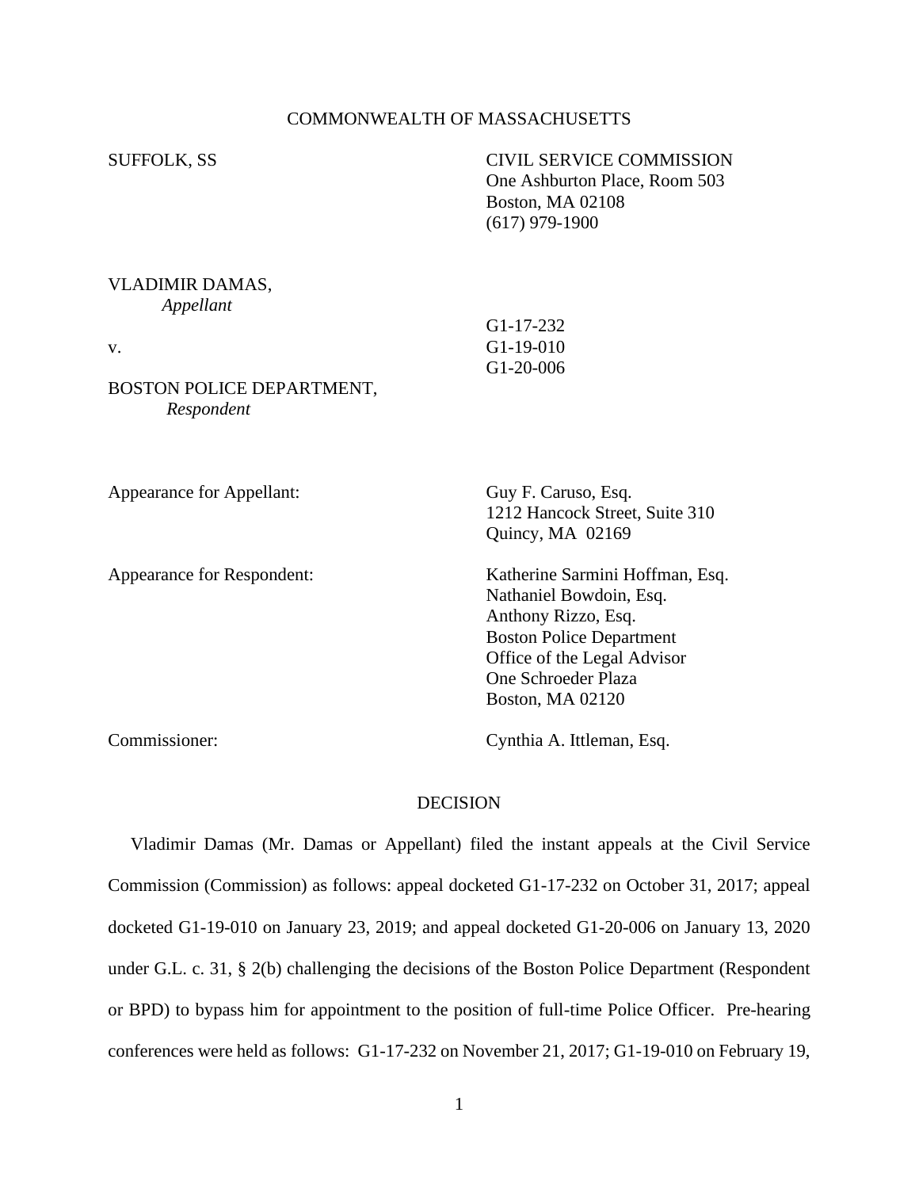COMMONWEALTH OF MASSACHUSETTS

SUFFOLK, SS

CIVIL SERVICE COMMISSION
One Ashburton Place, Room 503
Boston, MA 02108
(617) 979-1900

VLADIMIR DAMAS,
*Appellant*

v.

BOSTON POLICE DEPARTMENT,
*Respondent*

G1-17-232
G1-19-010
G1-20-006

Appearance for Appellant: Guy F. Caruso, Esq.
1212 Hancock Street, Suite 310
Quincy, MA 02169

Appearance for Respondent: Katherine Sarmini Hoffman, Esq.
Nathaniel Bowdoin, Esq.
Anthony Rizzo, Esq.
Boston Police Department
Office of the Legal Advisor
One Schroeder Plaza
Boston, MA 02120

Commissioner: Cynthia A. Ittleman, Esq.

DECISION

Vladimir Damas (Mr. Damas or Appellant) filed the instant appeals at the Civil Service Commission (Commission) as follows: appeal docketed G1-17-232 on October 31, 2017; appeal docketed G1-19-010 on January 23, 2019; and appeal docketed G1-20-006 on January 13, 2020 under G.L. c. 31, § 2(b) challenging the decisions of the Boston Police Department (Respondent or BPD) to bypass him for appointment to the position of full-time Police Officer. Pre-hearing conferences were held as follows: G1-17-232 on November 21, 2017; G1-19-010 on February 19,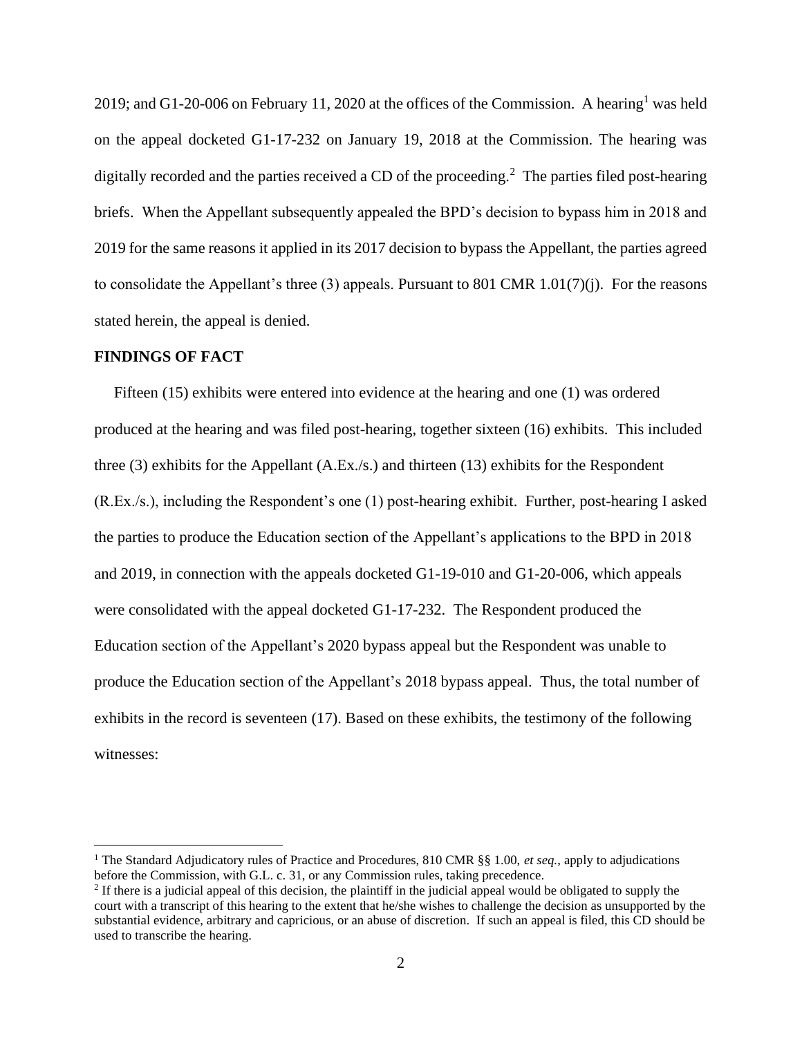2019; and G1-20-006 on February 11, 2020 at the offices of the Commission. A hearing[1] was held on the appeal docketed G1-17-232 on January 19, 2018 at the Commission. The hearing was digitally recorded and the parties received a CD of the proceeding.[2] The parties filed post-hearing briefs. When the Appellant subsequently appealed the BPD's decision to bypass him in 2018 and 2019 for the same reasons it applied in its 2017 decision to bypass the Appellant, the parties agreed to consolidate the Appellant's three (3) appeals. Pursuant to 801 CMR 1.01(7)(j). For the reasons stated herein, the appeal is denied.

**FINDINGS OF FACT**

Fifteen (15) exhibits were entered into evidence at the hearing and one (1) was ordered produced at the hearing and was filed post-hearing, together sixteen (16) exhibits. This included three (3) exhibits for the Appellant (A.Ex./s.) and thirteen (13) exhibits for the Respondent (R.Ex./s.), including the Respondent's one (1) post-hearing exhibit. Further, post-hearing I asked the parties to produce the Education section of the Appellant's applications to the BPD in 2018 and 2019, in connection with the appeals docketed G1-19-010 and G1-20-006, which appeals were consolidated with the appeal docketed G1-17-232. The Respondent produced the Education section of the Appellant's 2020 bypass appeal but the Respondent was unable to produce the Education section of the Appellant's 2018 bypass appeal. Thus, the total number of exhibits in the record is seventeen (17). Based on these exhibits, the testimony of the following witnesses:

---

[1] The Standard Adjudicatory rules of Practice and Procedures, 810 CMR §§ 1.00, *et seq.*, apply to adjudications before the Commission, with G.L. c. 31, or any Commission rules, taking precedence.

[2] If there is a judicial appeal of this decision, the plaintiff in the judicial appeal would be obligated to supply the court with a transcript of this hearing to the extent that he/she wishes to challenge the decision as unsupported by the substantial evidence, arbitrary and capricious, or an abuse of discretion. If such an appeal is filed, this CD should be used to transcribe the hearing.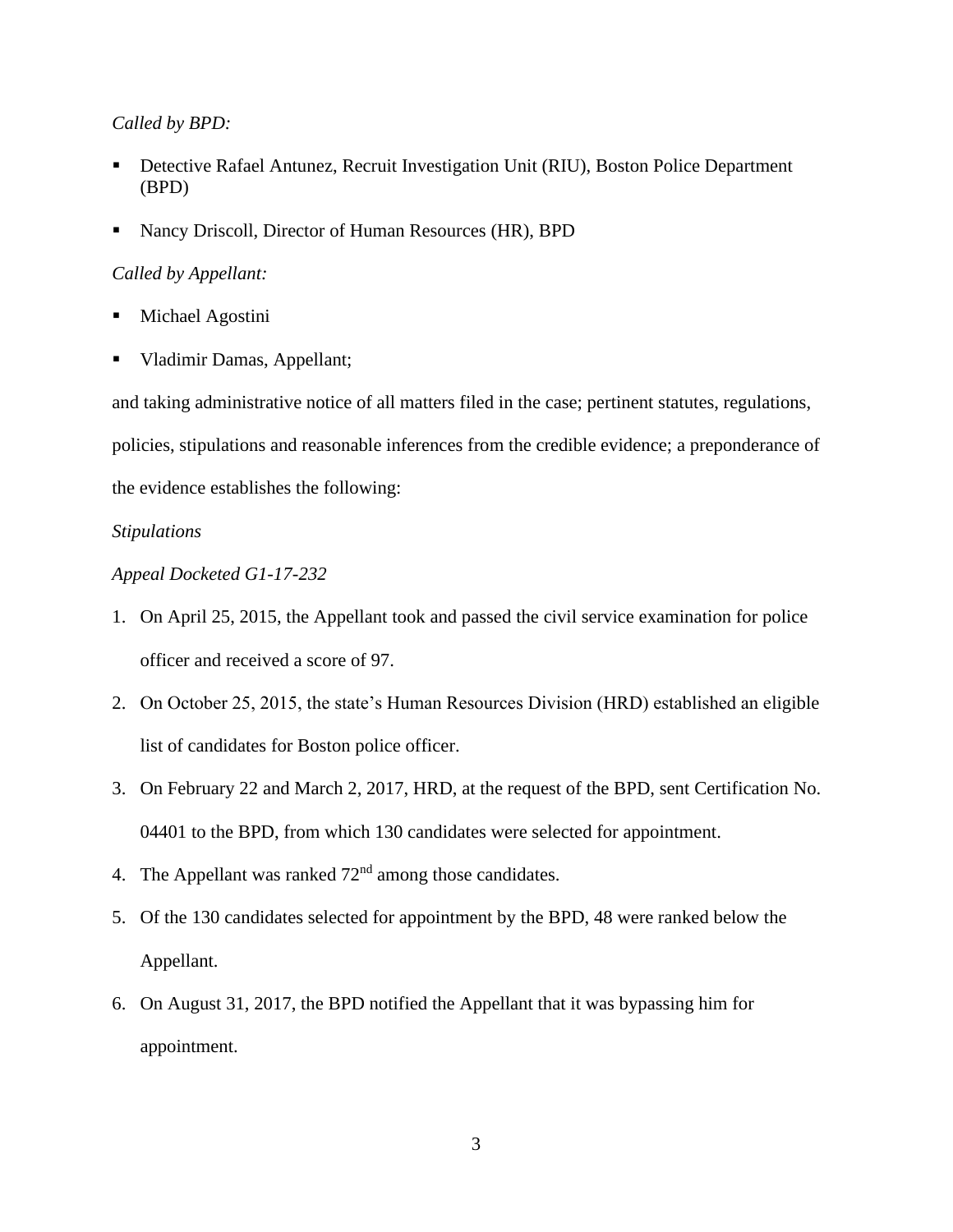*Called by BPD:*

- Detective Rafael Antunez, Recruit Investigation Unit (RIU), Boston Police Department (BPD)
- Nancy Driscoll, Director of Human Resources (HR), BPD

*Called by Appellant:*

- Michael Agostini
- Vladimir Damas, Appellant;

and taking administrative notice of all matters filed in the case; pertinent statutes, regulations, policies, stipulations and reasonable inferences from the credible evidence; a preponderance of the evidence establishes the following:

*Stipulations*

*Appeal Docketed G1-17-232*

1. On April 25, 2015, the Appellant took and passed the civil service examination for police officer and received a score of 97.
2. On October 25, 2015, the state's Human Resources Division (HRD) established an eligible list of candidates for Boston police officer.
3. On February 22 and March 2, 2017, HRD, at the request of the BPD, sent Certification No. 04401 to the BPD, from which 130 candidates were selected for appointment.
4. The Appellant was ranked 72nd among those candidates.
5. Of the 130 candidates selected for appointment by the BPD, 48 were ranked below the Appellant.
6. On August 31, 2017, the BPD notified the Appellant that it was bypassing him for appointment.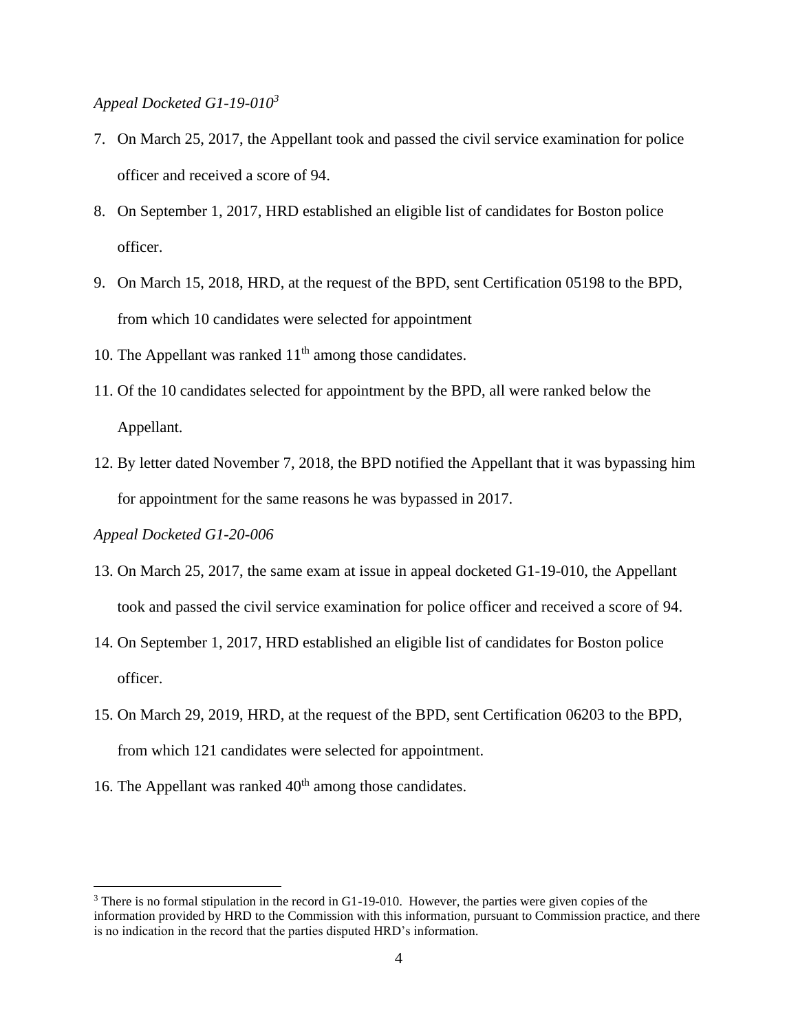*Appeal Docketed G1-19-010*[3]

7. On March 25, 2017, the Appellant took and passed the civil service examination for police officer and received a score of 94.
8. On September 1, 2017, HRD established an eligible list of candidates for Boston police officer.
9. On March 15, 2018, HRD, at the request of the BPD, sent Certification 05198 to the BPD, from which 10 candidates were selected for appointment
10. The Appellant was ranked 11th among those candidates.
11. Of the 10 candidates selected for appointment by the BPD, all were ranked below the Appellant.
12. By letter dated November 7, 2018, the BPD notified the Appellant that it was bypassing him for appointment for the same reasons he was bypassed in 2017.

*Appeal Docketed G1-20-006*

13. On March 25, 2017, the same exam at issue in appeal docketed G1-19-010, the Appellant took and passed the civil service examination for police officer and received a score of 94.
14. On September 1, 2017, HRD established an eligible list of candidates for Boston police officer.
15. On March 29, 2019, HRD, at the request of the BPD, sent Certification 06203 to the BPD, from which 121 candidates were selected for appointment.
16. The Appellant was ranked 40th among those candidates.

---

[3] There is no formal stipulation in the record in G1-19-010. However, the parties were given copies of the information provided by HRD to the Commission with this information, pursuant to Commission practice, and there is no indication in the record that the parties disputed HRD's information.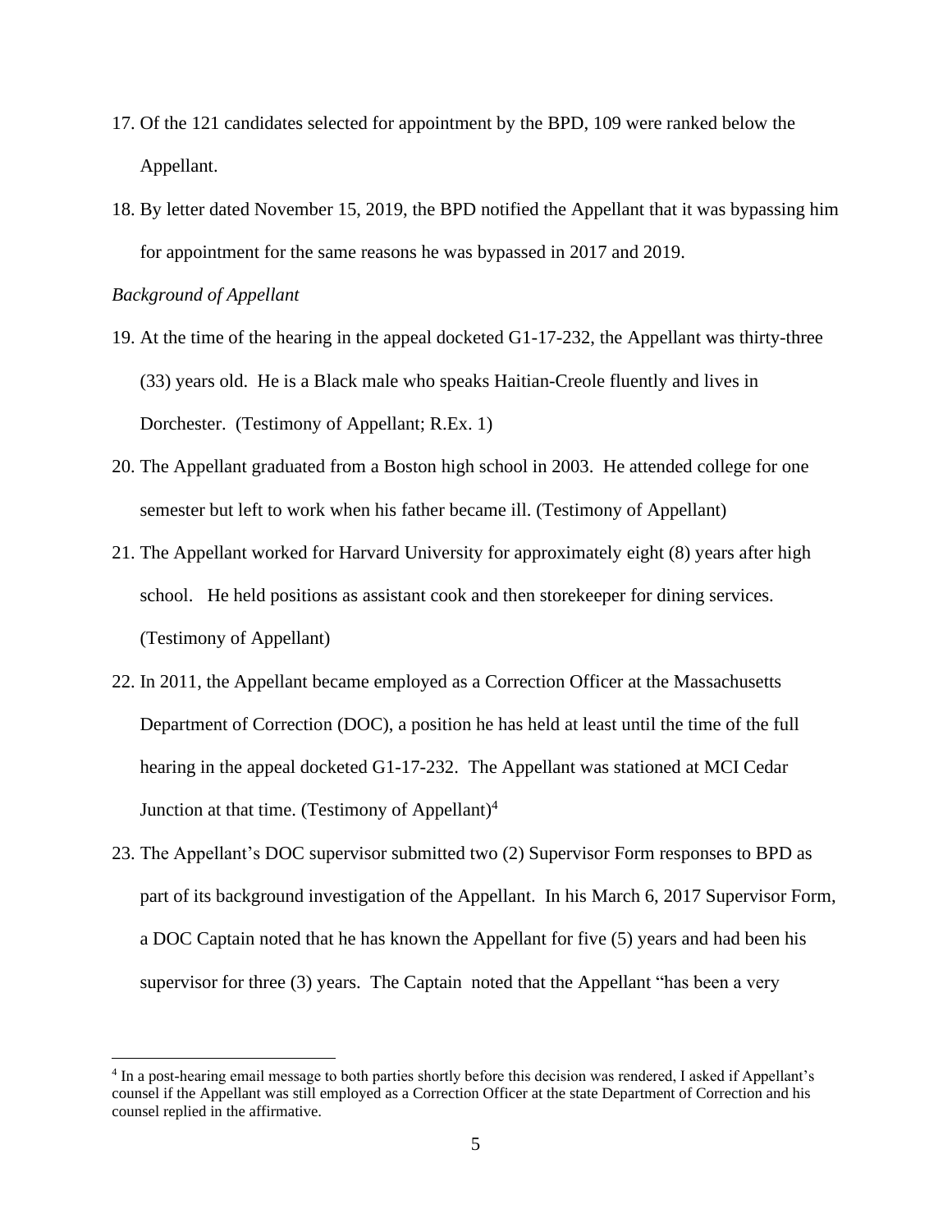17. Of the 121 candidates selected for appointment by the BPD, 109 were ranked below the Appellant.
18. By letter dated November 15, 2019, the BPD notified the Appellant that it was bypassing him for appointment for the same reasons he was bypassed in 2017 and 2019.

*Background of Appellant*

19. At the time of the hearing in the appeal docketed G1-17-232, the Appellant was thirty-three (33) years old. He is a Black male who speaks Haitian-Creole fluently and lives in Dorchester. (Testimony of Appellant; R.Ex. 1)
20. The Appellant graduated from a Boston high school in 2003. He attended college for one semester but left to work when his father became ill. (Testimony of Appellant)
21. The Appellant worked for Harvard University for approximately eight (8) years after high school. He held positions as assistant cook and then storekeeper for dining services. (Testimony of Appellant)
22. In 2011, the Appellant became employed as a Correction Officer at the Massachusetts Department of Correction (DOC), a position he has held at least until the time of the full hearing in the appeal docketed G1-17-232. The Appellant was stationed at MCI Cedar Junction at that time. (Testimony of Appellant)[4]
23. The Appellant's DOC supervisor submitted two (2) Supervisor Form responses to BPD as part of its background investigation of the Appellant. In his March 6, 2017 Supervisor Form, a DOC Captain noted that he has known the Appellant for five (5) years and had been his supervisor for three (3) years. The Captain noted that the Appellant "has been a very

[4] In a post-hearing email message to both parties shortly before this decision was rendered, I asked if Appellant's counsel if the Appellant was still employed as a Correction Officer at the state Department of Correction and his counsel replied in the affirmative.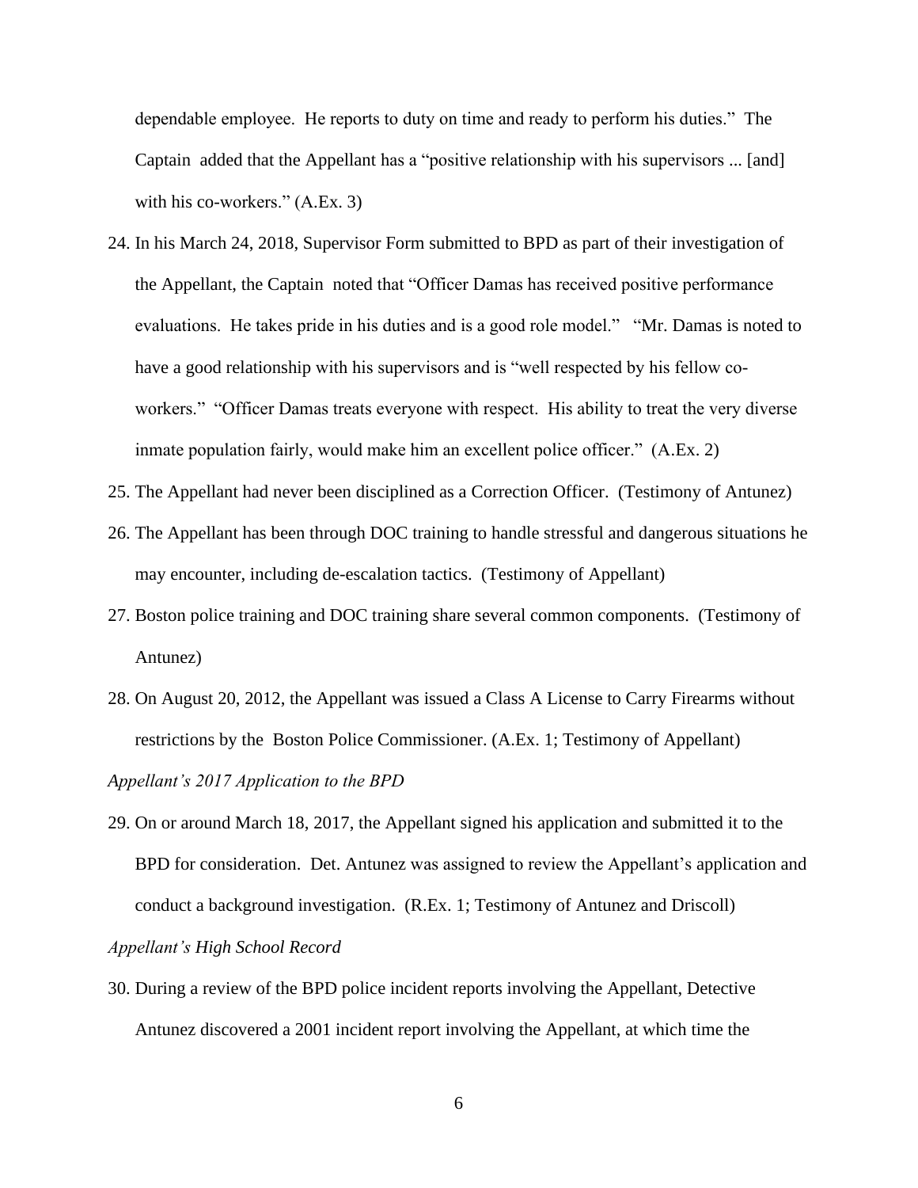dependable employee. He reports to duty on time and ready to perform his duties." The Captain added that the Appellant has a "positive relationship with his supervisors ... [and] with his co-workers." (A.Ex. 3)

24. In his March 24, 2018, Supervisor Form submitted to BPD as part of their investigation of the Appellant, the Captain noted that "Officer Damas has received positive performance evaluations. He takes pride in his duties and is a good role model." "Mr. Damas is noted to have a good relationship with his supervisors and is "well respected by his fellow co-workers." "Officer Damas treats everyone with respect. His ability to treat the very diverse inmate population fairly, would make him an excellent police officer." (A.Ex. 2)
25. The Appellant had never been disciplined as a Correction Officer. (Testimony of Antunez)
26. The Appellant has been through DOC training to handle stressful and dangerous situations he may encounter, including de-escalation tactics. (Testimony of Appellant)
27. Boston police training and DOC training share several common components. (Testimony of Antunez)
28. On August 20, 2012, the Appellant was issued a Class A License to Carry Firearms without restrictions by the Boston Police Commissioner. (A.Ex. 1; Testimony of Appellant)

*Appellant's 2017 Application to the BPD*

29. On or around March 18, 2017, the Appellant signed his application and submitted it to the BPD for consideration. Det. Antunez was assigned to review the Appellant's application and conduct a background investigation. (R.Ex. 1; Testimony of Antunez and Driscoll)

*Appellant's High School Record*

30. During a review of the BPD police incident reports involving the Appellant, Detective Antunez discovered a 2001 incident report involving the Appellant, at which time the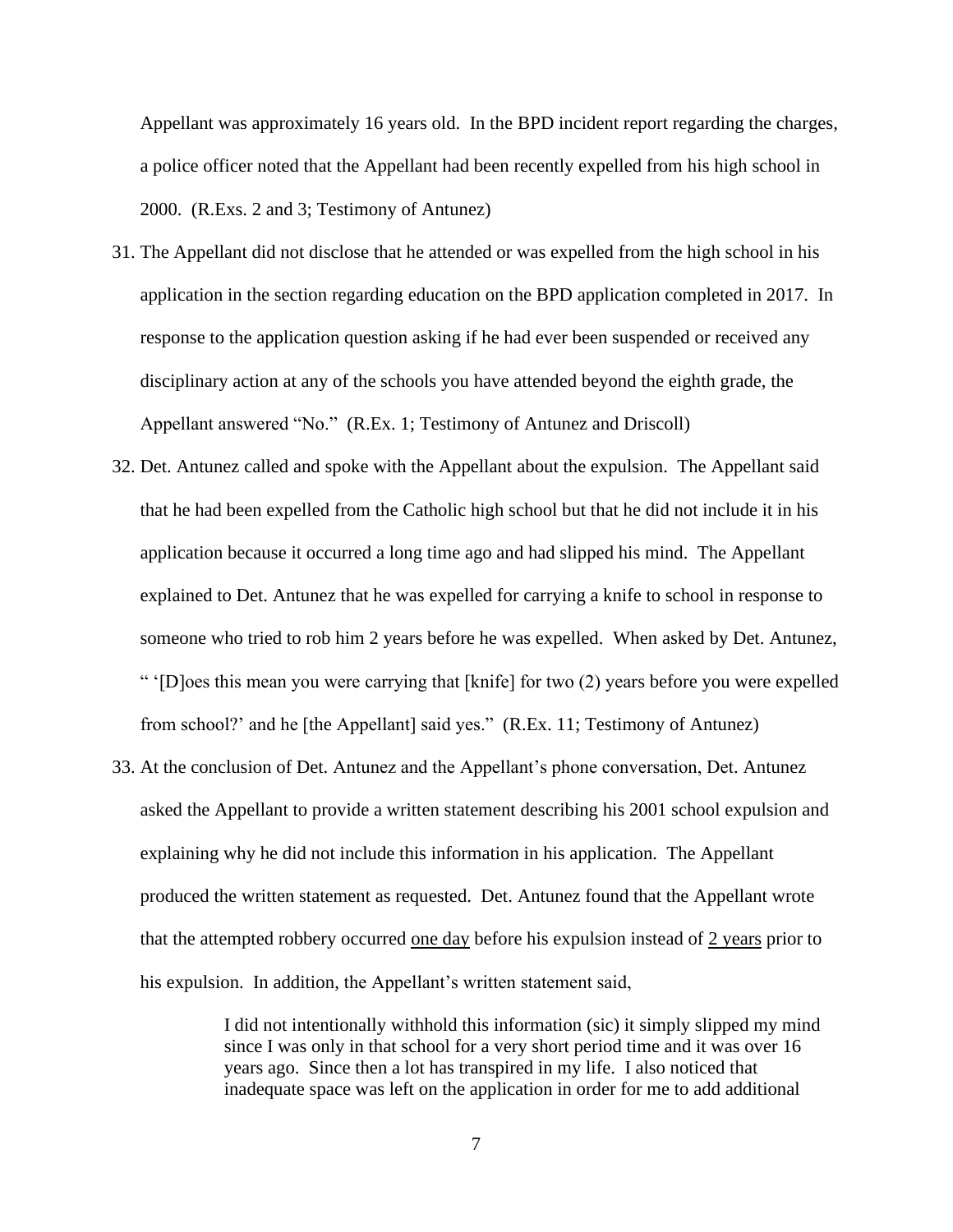Appellant was approximately 16 years old. In the BPD incident report regarding the charges, a police officer noted that the Appellant had been recently expelled from his high school in 2000. (R.Exs. 2 and 3; Testimony of Antunez)

31. The Appellant did not disclose that he attended or was expelled from the high school in his application in the section regarding education on the BPD application completed in 2017. In response to the application question asking if he had ever been suspended or received any disciplinary action at any of the schools you have attended beyond the eighth grade, the Appellant answered "No." (R.Ex. 1; Testimony of Antunez and Driscoll)

32. Det. Antunez called and spoke with the Appellant about the expulsion. The Appellant said that he had been expelled from the Catholic high school but that he did not include it in his application because it occurred a long time ago and had slipped his mind. The Appellant explained to Det. Antunez that he was expelled for carrying a knife to school in response to someone who tried to rob him 2 years before he was expelled. When asked by Det. Antunez, " '[D]oes this mean you were carrying that [knife] for two (2) years before you were expelled from school?' and he [the Appellant] said yes." (R.Ex. 11; Testimony of Antunez)

33. At the conclusion of Det. Antunez and the Appellant's phone conversation, Det. Antunez asked the Appellant to provide a written statement describing his 2001 school expulsion and explaining why he did not include this information in his application. The Appellant produced the written statement as requested. Det. Antunez found that the Appellant wrote that the attempted robbery occurred <u>one day</u> before his expulsion instead of <u>2 years</u> prior to his expulsion. In addition, the Appellant's written statement said,

> I did not intentionally withhold this information (sic) it simply slipped my mind since I was only in that school for a very short period time and it was over 16 years ago. Since then a lot has transpired in my life. I also noticed that inadequate space was left on the application in order for me to add additional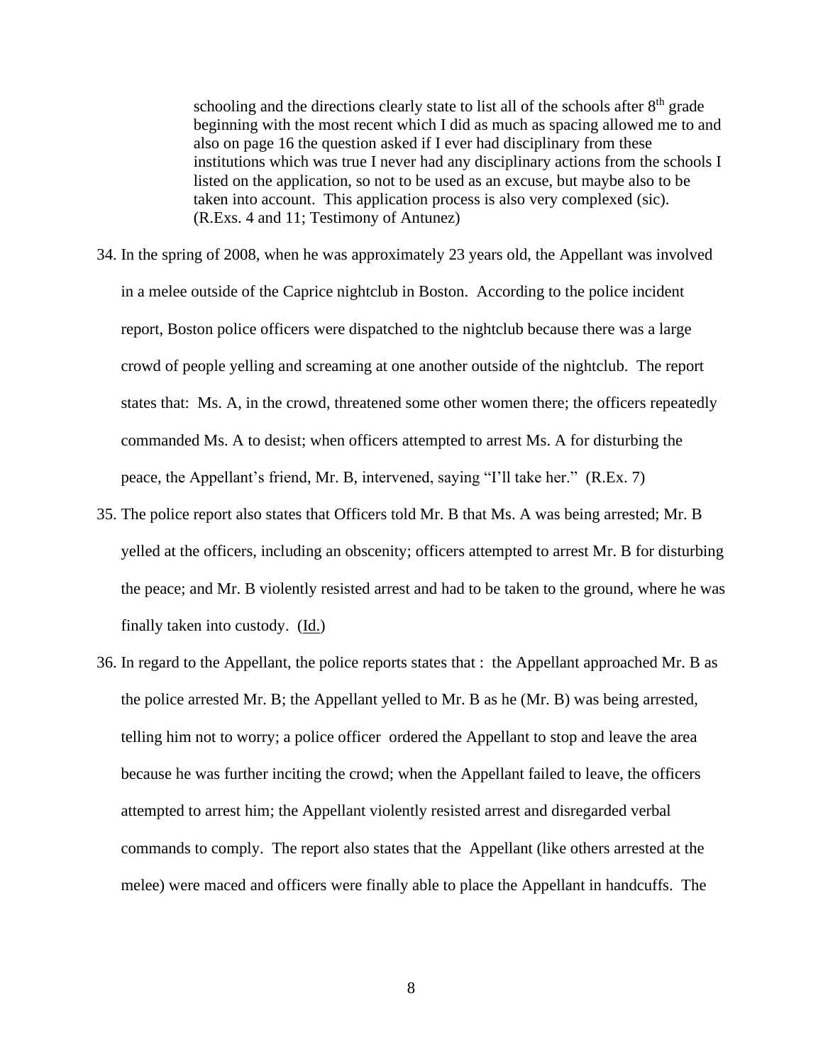> schooling and the directions clearly state to list all of the schools after 8th grade beginning with the most recent which I did as much as spacing allowed me to and also on page 16 the question asked if I ever had disciplinary from these institutions which was true I never had any disciplinary actions from the schools I listed on the application, so not to be used as an excuse, but maybe also to be taken into account. This application process is also very complexed (sic). (R.Exs. 4 and 11; Testimony of Antunez)

34. In the spring of 2008, when he was approximately 23 years old, the Appellant was involved in a melee outside of the Caprice nightclub in Boston. According to the police incident report, Boston police officers were dispatched to the nightclub because there was a large crowd of people yelling and screaming at one another outside of the nightclub. The report states that: Ms. A, in the crowd, threatened some other women there; the officers repeatedly commanded Ms. A to desist; when officers attempted to arrest Ms. A for disturbing the peace, the Appellant's friend, Mr. B, intervened, saying "I'll take her." (R.Ex. 7)

35. The police report also states that Officers told Mr. B that Ms. A was being arrested; Mr. B yelled at the officers, including an obscenity; officers attempted to arrest Mr. B for disturbing the peace; and Mr. B violently resisted arrest and had to be taken to the ground, where he was finally taken into custody. (Id.)

36. In regard to the Appellant, the police reports states that : the Appellant approached Mr. B as the police arrested Mr. B; the Appellant yelled to Mr. B as he (Mr. B) was being arrested, telling him not to worry; a police officer ordered the Appellant to stop and leave the area because he was further inciting the crowd; when the Appellant failed to leave, the officers attempted to arrest him; the Appellant violently resisted arrest and disregarded verbal commands to comply. The report also states that the Appellant (like others arrested at the melee) were maced and officers were finally able to place the Appellant in handcuffs. The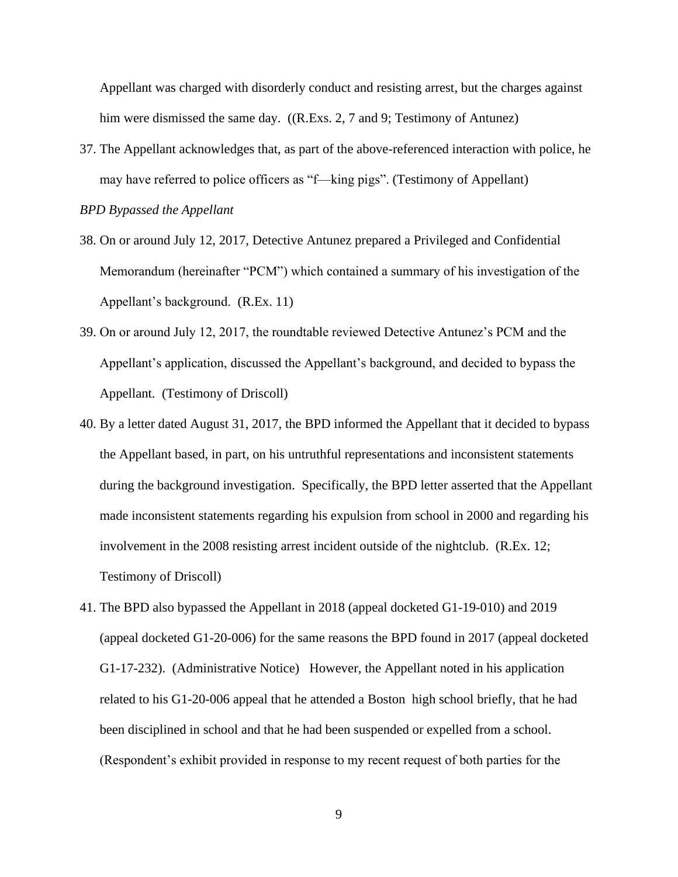Appellant was charged with disorderly conduct and resisting arrest, but the charges against him were dismissed the same day. ((R.Exs. 2, 7 and 9; Testimony of Antunez)

37. The Appellant acknowledges that, as part of the above-referenced interaction with police, he may have referred to police officers as "f—king pigs". (Testimony of Appellant)

*BPD Bypassed the Appellant*

38. On or around July 12, 2017, Detective Antunez prepared a Privileged and Confidential Memorandum (hereinafter "PCM") which contained a summary of his investigation of the Appellant's background. (R.Ex. 11)

39. On or around July 12, 2017, the roundtable reviewed Detective Antunez's PCM and the Appellant's application, discussed the Appellant's background, and decided to bypass the Appellant. (Testimony of Driscoll)

40. By a letter dated August 31, 2017, the BPD informed the Appellant that it decided to bypass the Appellant based, in part, on his untruthful representations and inconsistent statements during the background investigation. Specifically, the BPD letter asserted that the Appellant made inconsistent statements regarding his expulsion from school in 2000 and regarding his involvement in the 2008 resisting arrest incident outside of the nightclub. (R.Ex. 12; Testimony of Driscoll)

41. The BPD also bypassed the Appellant in 2018 (appeal docketed G1-19-010) and 2019 (appeal docketed G1-20-006) for the same reasons the BPD found in 2017 (appeal docketed G1-17-232). (Administrative Notice) However, the Appellant noted in his application related to his G1-20-006 appeal that he attended a Boston high school briefly, that he had been disciplined in school and that he had been suspended or expelled from a school. (Respondent's exhibit provided in response to my recent request of both parties for the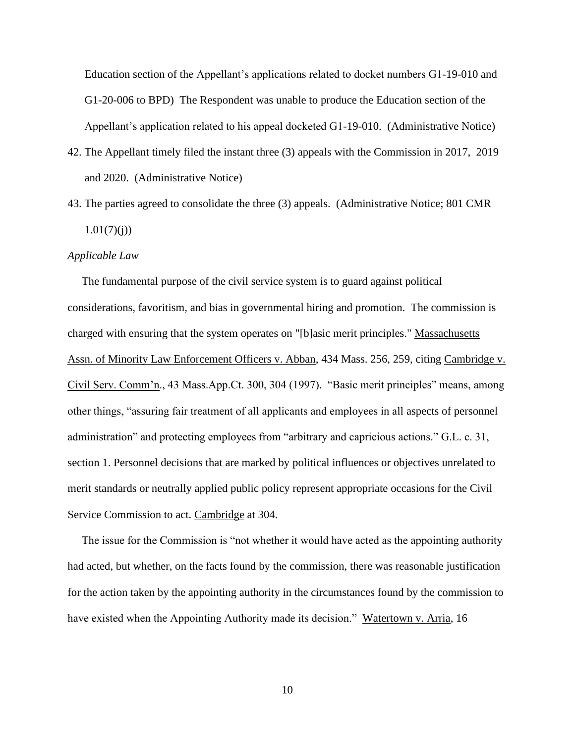Education section of the Appellant's applications related to docket numbers G1-19-010 and G1-20-006 to BPD) The Respondent was unable to produce the Education section of the Appellant's application related to his appeal docketed G1-19-010. (Administrative Notice)

42. The Appellant timely filed the instant three (3) appeals with the Commission in 2017, 2019 and 2020. (Administrative Notice)
43. The parties agreed to consolidate the three (3) appeals. (Administrative Notice; 801 CMR 1.01(7)(j))

*Applicable Law*

The fundamental purpose of the civil service system is to guard against political considerations, favoritism, and bias in governmental hiring and promotion. The commission is charged with ensuring that the system operates on "[b]asic merit principles." Massachusetts Assn. of Minority Law Enforcement Officers v. Abban, 434 Mass. 256, 259, citing Cambridge v. Civil Serv. Comm'n., 43 Mass.App.Ct. 300, 304 (1997). "Basic merit principles" means, among other things, "assuring fair treatment of all applicants and employees in all aspects of personnel administration" and protecting employees from "arbitrary and capricious actions." G.L. c. 31, section 1. Personnel decisions that are marked by political influences or objectives unrelated to merit standards or neutrally applied public policy represent appropriate occasions for the Civil Service Commission to act. Cambridge at 304.

The issue for the Commission is "not whether it would have acted as the appointing authority had acted, but whether, on the facts found by the commission, there was reasonable justification for the action taken by the appointing authority in the circumstances found by the commission to have existed when the Appointing Authority made its decision." Watertown v. Arria, 16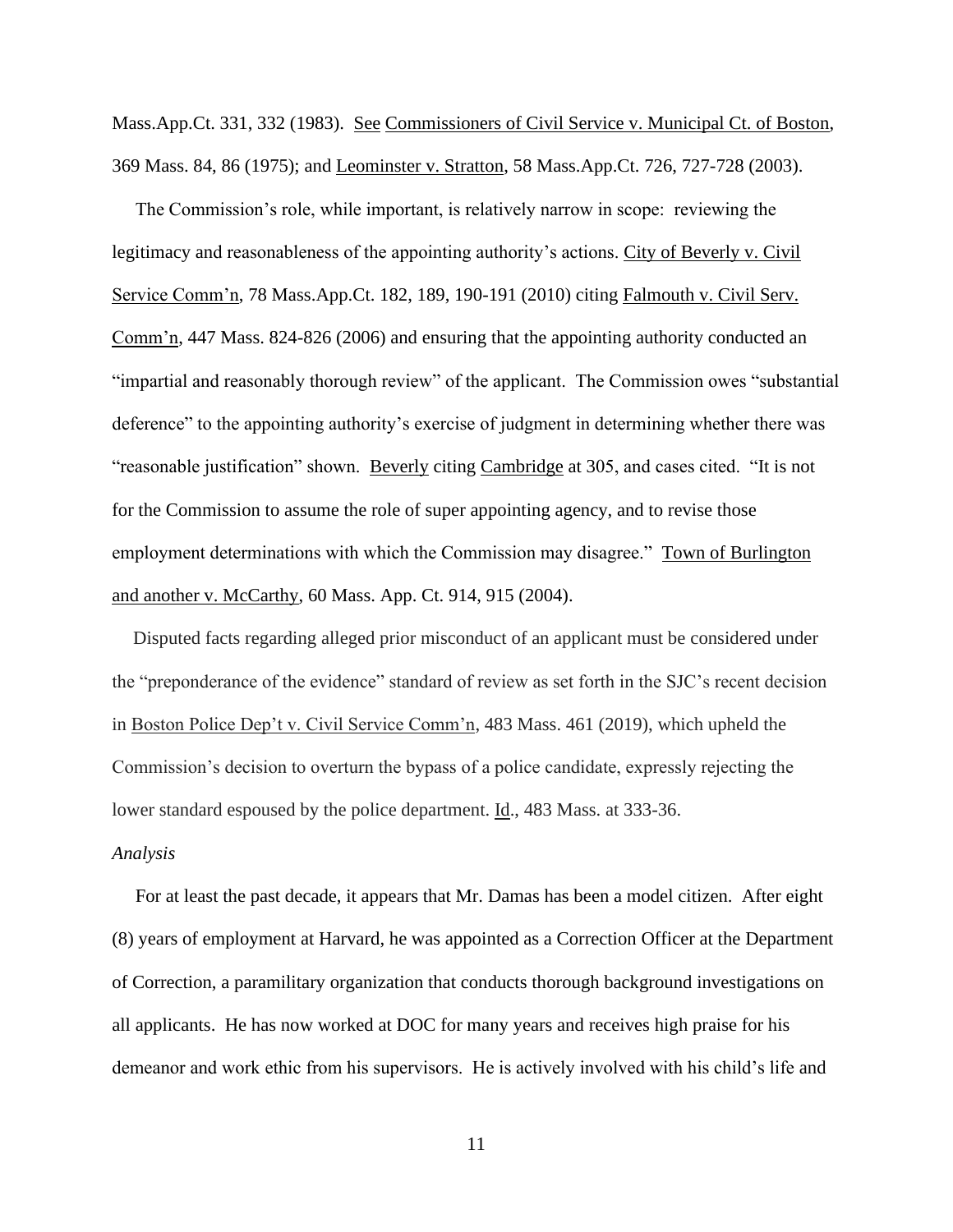Mass.App.Ct. 331, 332 (1983). See Commissioners of Civil Service v. Municipal Ct. of Boston, 369 Mass. 84, 86 (1975); and Leominster v. Stratton, 58 Mass.App.Ct. 726, 727-728 (2003).

The Commission's role, while important, is relatively narrow in scope: reviewing the legitimacy and reasonableness of the appointing authority's actions. City of Beverly v. Civil Service Comm'n, 78 Mass.App.Ct. 182, 189, 190-191 (2010) citing Falmouth v. Civil Serv. Comm'n, 447 Mass. 824-826 (2006) and ensuring that the appointing authority conducted an "impartial and reasonably thorough review" of the applicant. The Commission owes "substantial deference" to the appointing authority's exercise of judgment in determining whether there was "reasonable justification" shown. Beverly citing Cambridge at 305, and cases cited. "It is not for the Commission to assume the role of super appointing agency, and to revise those employment determinations with which the Commission may disagree." Town of Burlington and another v. McCarthy, 60 Mass. App. Ct. 914, 915 (2004).

Disputed facts regarding alleged prior misconduct of an applicant must be considered under the "preponderance of the evidence" standard of review as set forth in the SJC's recent decision in Boston Police Dep't v. Civil Service Comm'n, 483 Mass. 461 (2019), which upheld the Commission's decision to overturn the bypass of a police candidate, expressly rejecting the lower standard espoused by the police department. Id., 483 Mass. at 333-36.

*Analysis*

For at least the past decade, it appears that Mr. Damas has been a model citizen. After eight (8) years of employment at Harvard, he was appointed as a Correction Officer at the Department of Correction, a paramilitary organization that conducts thorough background investigations on all applicants. He has now worked at DOC for many years and receives high praise for his demeanor and work ethic from his supervisors. He is actively involved with his child's life and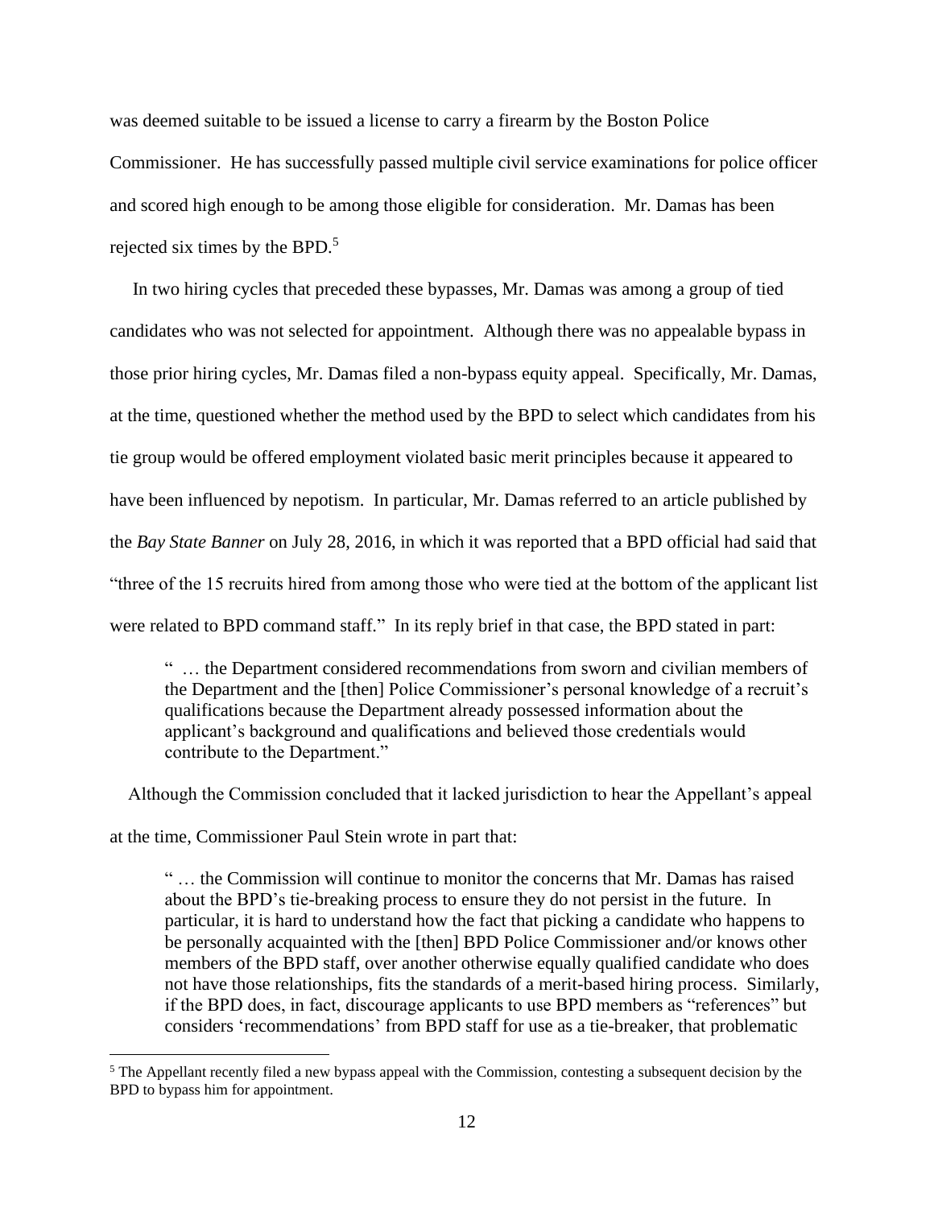was deemed suitable to be issued a license to carry a firearm by the Boston Police Commissioner. He has successfully passed multiple civil service examinations for police officer and scored high enough to be among those eligible for consideration. Mr. Damas has been rejected six times by the BPD.[5]

In two hiring cycles that preceded these bypasses, Mr. Damas was among a group of tied candidates who was not selected for appointment. Although there was no appealable bypass in those prior hiring cycles, Mr. Damas filed a non-bypass equity appeal. Specifically, Mr. Damas, at the time, questioned whether the method used by the BPD to select which candidates from his tie group would be offered employment violated basic merit principles because it appeared to have been influenced by nepotism. In particular, Mr. Damas referred to an article published by the *Bay State Banner* on July 28, 2016, in which it was reported that a BPD official had said that "three of the 15 recruits hired from among those who were tied at the bottom of the applicant list were related to BPD command staff." In its reply brief in that case, the BPD stated in part:

> " … the Department considered recommendations from sworn and civilian members of the Department and the [then] Police Commissioner's personal knowledge of a recruit's qualifications because the Department already possessed information about the applicant's background and qualifications and believed those credentials would contribute to the Department."

Although the Commission concluded that it lacked jurisdiction to hear the Appellant's appeal at the time, Commissioner Paul Stein wrote in part that:

> " … the Commission will continue to monitor the concerns that Mr. Damas has raised about the BPD's tie-breaking process to ensure they do not persist in the future. In particular, it is hard to understand how the fact that picking a candidate who happens to be personally acquainted with the [then] BPD Police Commissioner and/or knows other members of the BPD staff, over another otherwise equally qualified candidate who does not have those relationships, fits the standards of a merit-based hiring process. Similarly, if the BPD does, in fact, discourage applicants to use BPD members as "references" but considers 'recommendations' from BPD staff for use as a tie-breaker, that problematic

[5] The Appellant recently filed a new bypass appeal with the Commission, contesting a subsequent decision by the BPD to bypass him for appointment.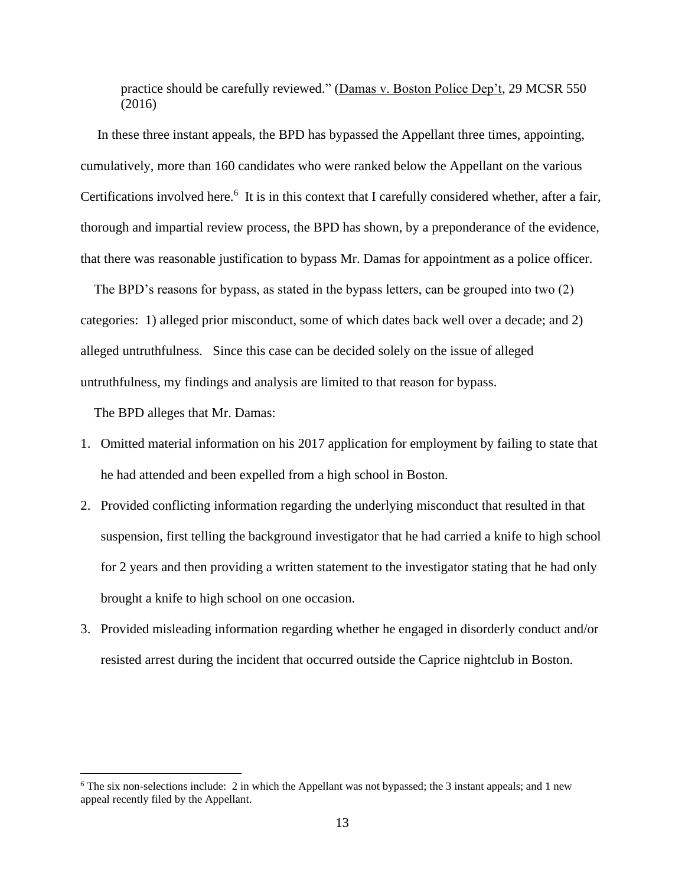practice should be carefully reviewed." (Damas v. Boston Police Dep't, 29 MCSR 550 (2016)

In these three instant appeals, the BPD has bypassed the Appellant three times, appointing, cumulatively, more than 160 candidates who were ranked below the Appellant on the various Certifications involved here.[6] It is in this context that I carefully considered whether, after a fair, thorough and impartial review process, the BPD has shown, by a preponderance of the evidence, that there was reasonable justification to bypass Mr. Damas for appointment as a police officer.

The BPD's reasons for bypass, as stated in the bypass letters, can be grouped into two (2) categories: 1) alleged prior misconduct, some of which dates back well over a decade; and 2) alleged untruthfulness. Since this case can be decided solely on the issue of alleged untruthfulness, my findings and analysis are limited to that reason for bypass.

The BPD alleges that Mr. Damas:

1. Omitted material information on his 2017 application for employment by failing to state that he had attended and been expelled from a high school in Boston.
2. Provided conflicting information regarding the underlying misconduct that resulted in that suspension, first telling the background investigator that he had carried a knife to high school for 2 years and then providing a written statement to the investigator stating that he had only brought a knife to high school on one occasion.
3. Provided misleading information regarding whether he engaged in disorderly conduct and/or resisted arrest during the incident that occurred outside the Caprice nightclub in Boston.

[6] The six non-selections include: 2 in which the Appellant was not bypassed; the 3 instant appeals; and 1 new appeal recently filed by the Appellant.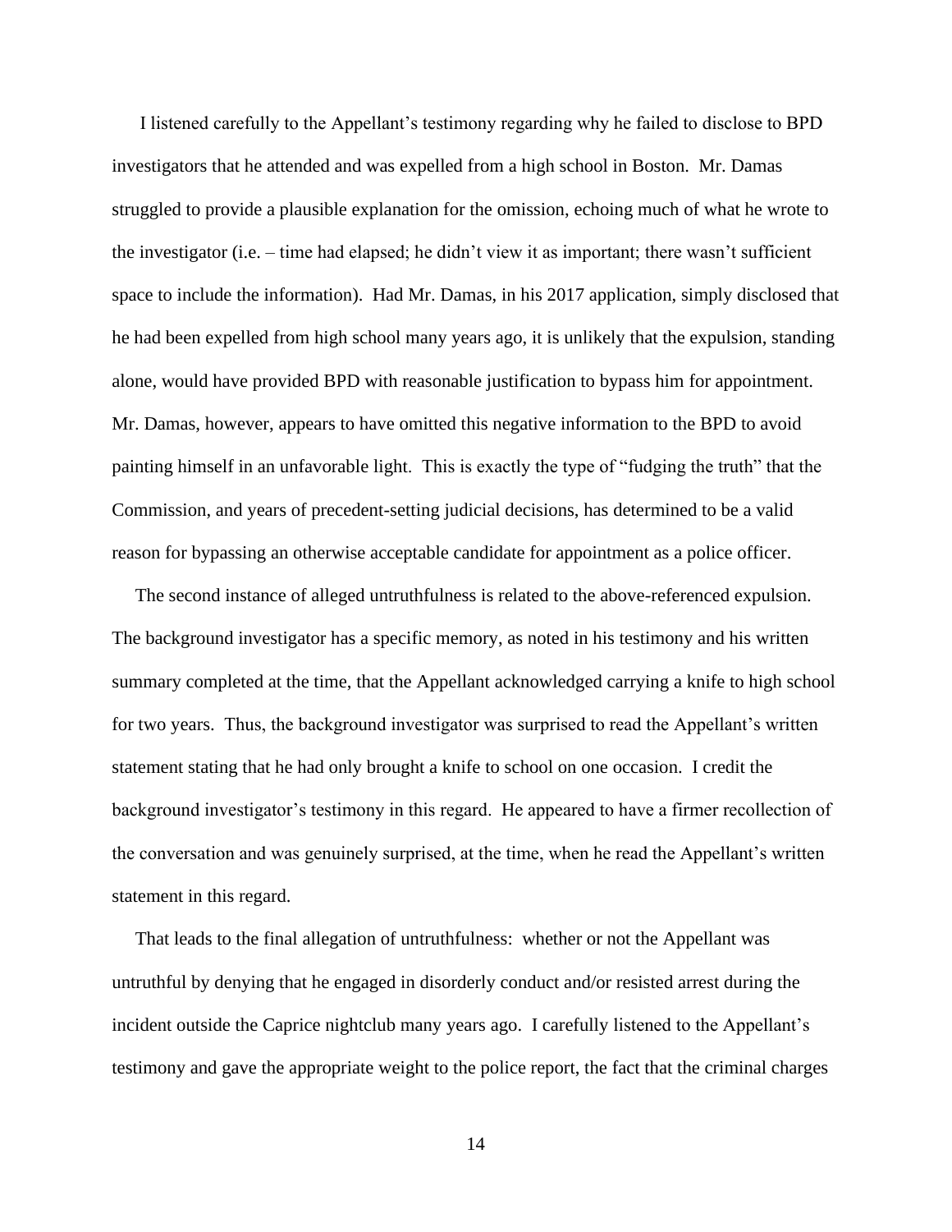I listened carefully to the Appellant's testimony regarding why he failed to disclose to BPD investigators that he attended and was expelled from a high school in Boston. Mr. Damas struggled to provide a plausible explanation for the omission, echoing much of what he wrote to the investigator (i.e. – time had elapsed; he didn't view it as important; there wasn't sufficient space to include the information). Had Mr. Damas, in his 2017 application, simply disclosed that he had been expelled from high school many years ago, it is unlikely that the expulsion, standing alone, would have provided BPD with reasonable justification to bypass him for appointment. Mr. Damas, however, appears to have omitted this negative information to the BPD to avoid painting himself in an unfavorable light. This is exactly the type of "fudging the truth" that the Commission, and years of precedent-setting judicial decisions, has determined to be a valid reason for bypassing an otherwise acceptable candidate for appointment as a police officer.

The second instance of alleged untruthfulness is related to the above-referenced expulsion. The background investigator has a specific memory, as noted in his testimony and his written summary completed at the time, that the Appellant acknowledged carrying a knife to high school for two years. Thus, the background investigator was surprised to read the Appellant's written statement stating that he had only brought a knife to school on one occasion. I credit the background investigator's testimony in this regard. He appeared to have a firmer recollection of the conversation and was genuinely surprised, at the time, when he read the Appellant's written statement in this regard.

That leads to the final allegation of untruthfulness: whether or not the Appellant was untruthful by denying that he engaged in disorderly conduct and/or resisted arrest during the incident outside the Caprice nightclub many years ago. I carefully listened to the Appellant's testimony and gave the appropriate weight to the police report, the fact that the criminal charges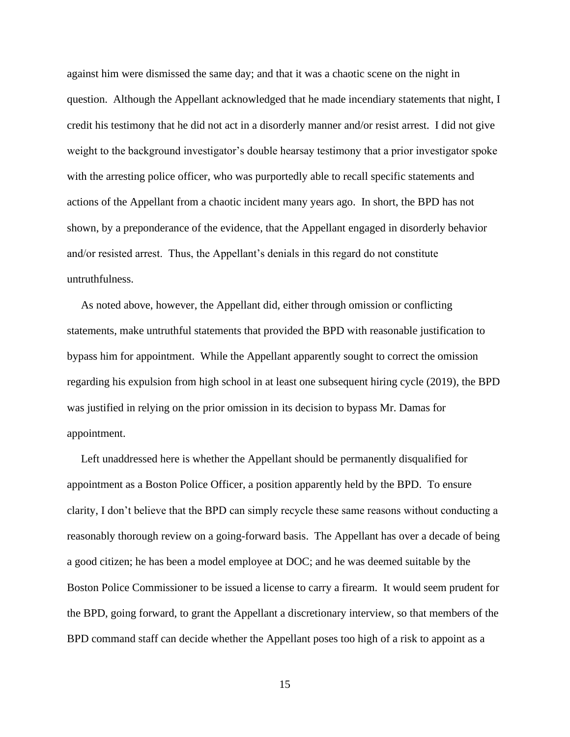against him were dismissed the same day; and that it was a chaotic scene on the night in question. Although the Appellant acknowledged that he made incendiary statements that night, I credit his testimony that he did not act in a disorderly manner and/or resist arrest. I did not give weight to the background investigator's double hearsay testimony that a prior investigator spoke with the arresting police officer, who was purportedly able to recall specific statements and actions of the Appellant from a chaotic incident many years ago. In short, the BPD has not shown, by a preponderance of the evidence, that the Appellant engaged in disorderly behavior and/or resisted arrest. Thus, the Appellant's denials in this regard do not constitute untruthfulness.

As noted above, however, the Appellant did, either through omission or conflicting statements, make untruthful statements that provided the BPD with reasonable justification to bypass him for appointment. While the Appellant apparently sought to correct the omission regarding his expulsion from high school in at least one subsequent hiring cycle (2019), the BPD was justified in relying on the prior omission in its decision to bypass Mr. Damas for appointment.

Left unaddressed here is whether the Appellant should be permanently disqualified for appointment as a Boston Police Officer, a position apparently held by the BPD. To ensure clarity, I don't believe that the BPD can simply recycle these same reasons without conducting a reasonably thorough review on a going-forward basis. The Appellant has over a decade of being a good citizen; he has been a model employee at DOC; and he was deemed suitable by the Boston Police Commissioner to be issued a license to carry a firearm. It would seem prudent for the BPD, going forward, to grant the Appellant a discretionary interview, so that members of the BPD command staff can decide whether the Appellant poses too high of a risk to appoint as a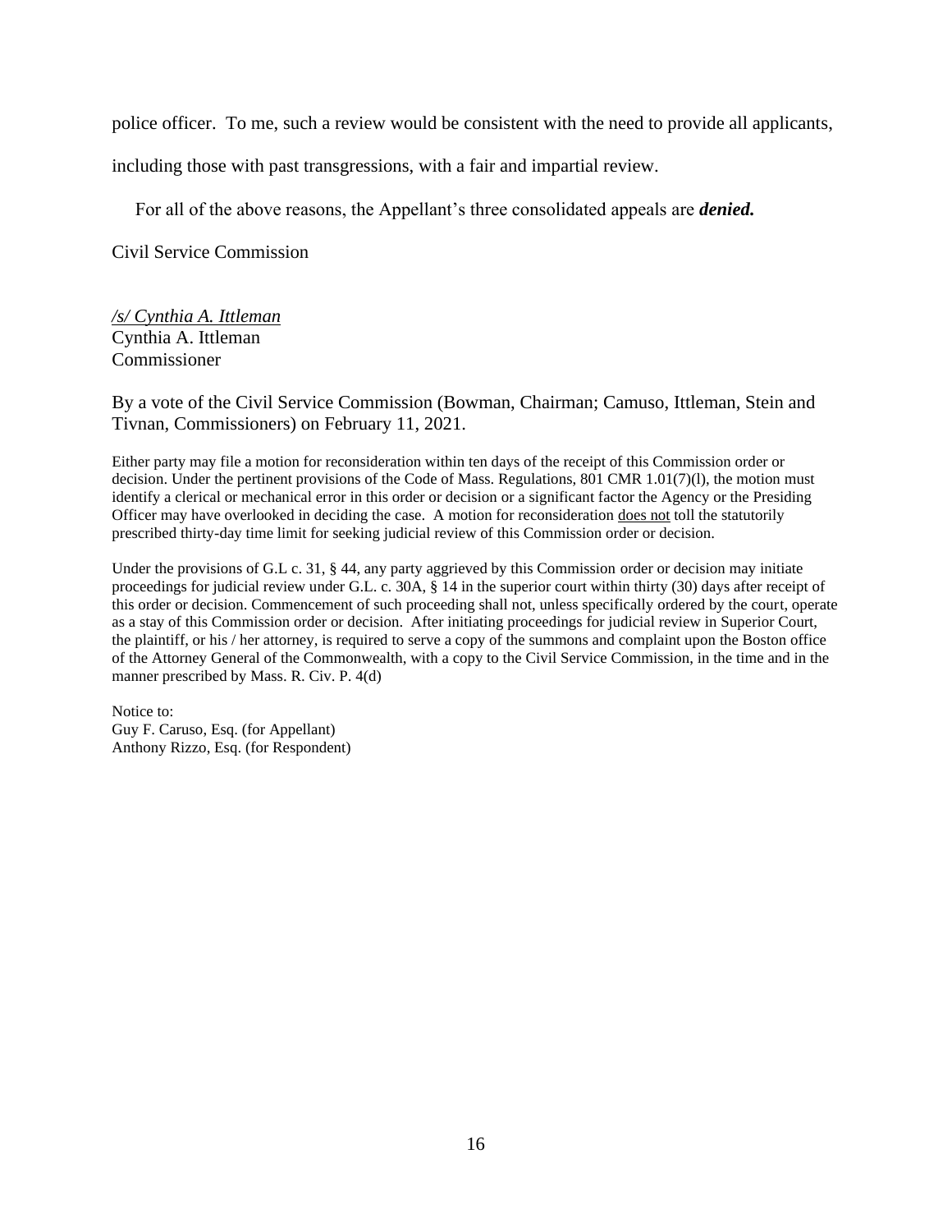police officer. To me, such a review would be consistent with the need to provide all applicants, including those with past transgressions, with a fair and impartial review.

For all of the above reasons, the Appellant's three consolidated appeals are ***denied.***

Civil Service Commission

*/s/ Cynthia A. Ittleman*
Cynthia A. Ittleman
Commissioner

By a vote of the Civil Service Commission (Bowman, Chairman; Camuso, Ittleman, Stein and Tivnan, Commissioners) on February 11, 2021.

Either party may file a motion for reconsideration within ten days of the receipt of this Commission order or decision. Under the pertinent provisions of the Code of Mass. Regulations, 801 CMR 1.01(7)(l), the motion must identify a clerical or mechanical error in this order or decision or a significant factor the Agency or the Presiding Officer may have overlooked in deciding the case. A motion for reconsideration does not toll the statutorily prescribed thirty-day time limit for seeking judicial review of this Commission order or decision.

Under the provisions of G.L c. 31, § 44, any party aggrieved by this Commission order or decision may initiate proceedings for judicial review under G.L. c. 30A, § 14 in the superior court within thirty (30) days after receipt of this order or decision. Commencement of such proceeding shall not, unless specifically ordered by the court, operate as a stay of this Commission order or decision. After initiating proceedings for judicial review in Superior Court, the plaintiff, or his / her attorney, is required to serve a copy of the summons and complaint upon the Boston office of the Attorney General of the Commonwealth, with a copy to the Civil Service Commission, in the time and in the manner prescribed by Mass. R. Civ. P. 4(d)

Notice to:
Guy F. Caruso, Esq. (for Appellant)
Anthony Rizzo, Esq. (for Respondent)